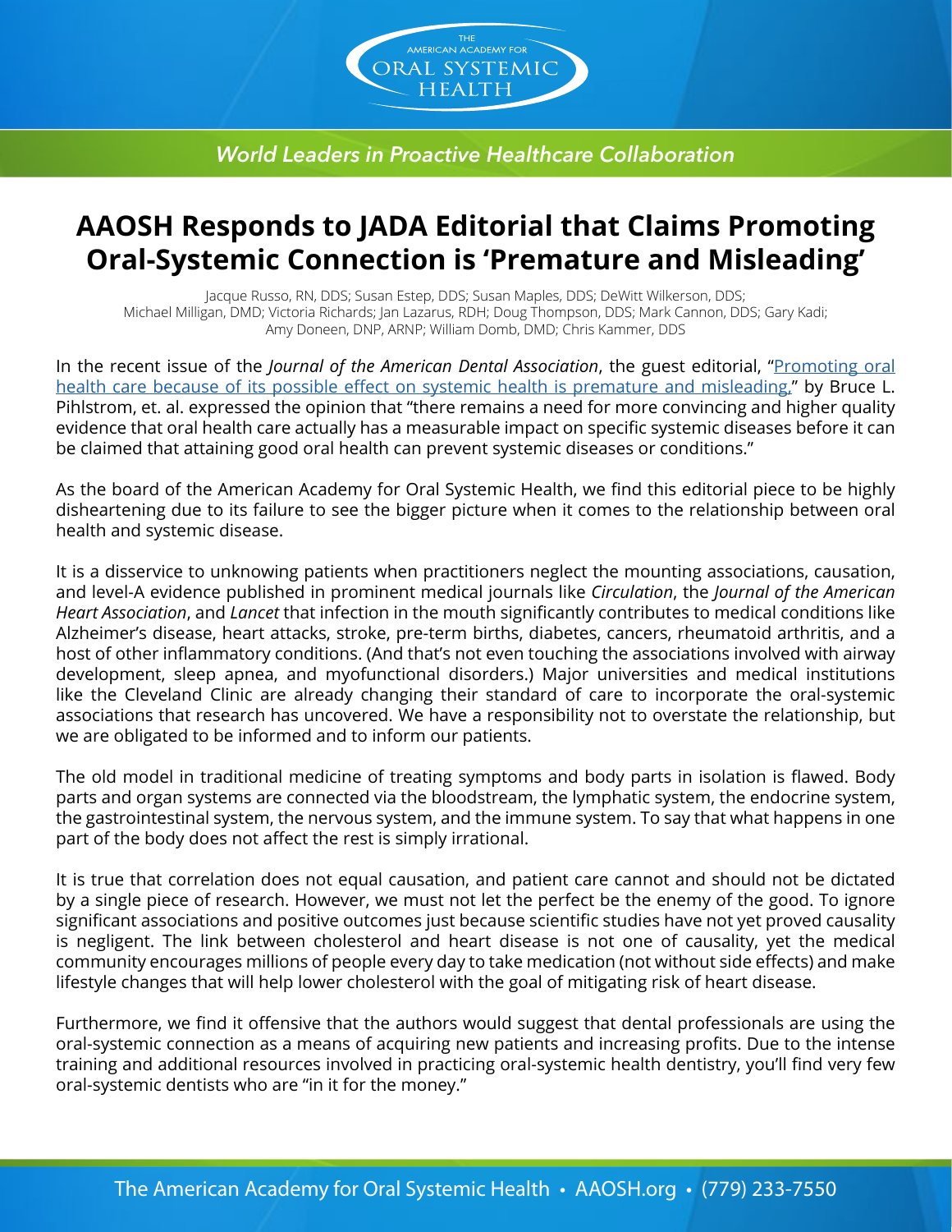# AAOSH Responds to JADA Editorial that Claims Promoting Oral-Systemic Connection is 'Premature and Misleading'

Jacque Russo, RN, DDS; Susan Estep, DDS; Susan Maples, DDS; DeWitt Wilkerson, DDS; Michael Milligan, DMD; Victoria Richards; Jan Lazarus, RDH; Doug Thompson, DDS; Mark Cannon, DDS; Gary Kadi; Amy Doneen, DNP, ARNP; William Domb, DMD; Chris Kammer, DDS

In the recent issue of the *Journal of the American Dental Association*, the guest editorial, "Promoting oral health care because of its possible effect on systemic health is premature and misleading," by Bruce L. Pihlstrom, et. al. expressed the opinion that "there remains a need for more convincing and higher quality evidence that oral health care actually has a measurable impact on specific systemic diseases before it can be claimed that attaining good oral health can prevent systemic diseases or conditions."

As the board of the American Academy for Oral Systemic Health, we find this editorial piece to be highly disheartening due to its failure to see the bigger picture when it comes to the relationship between oral health and systemic disease.

It is a disservice to unknowing patients when practitioners neglect the mounting associations, causation, and level-A evidence published in prominent medical journals like *Circulation*, the *Journal of the American Heart Association*, and *Lancet* that infection in the mouth significantly contributes to medical conditions like Alzheimer's disease, heart attacks, stroke, pre-term births, diabetes, cancers, rheumatoid arthritis, and a host of other inflammatory conditions. (And that's not even touching the associations involved with airway development, sleep apnea, and myofunctional disorders.) Major universities and medical institutions like the Cleveland Clinic are already changing their standard of care to incorporate the oral-systemic associations that research has uncovered. We have a responsibility not to overstate the relationship, but we are obligated to be informed and to inform our patients.

The old model in traditional medicine of treating symptoms and body parts in isolation is flawed. Body parts and organ systems are connected via the bloodstream, the lymphatic system, the endocrine system, the gastrointestinal system, the nervous system, and the immune system. To say that what happens in one part of the body does not affect the rest is simply irrational.

It is true that correlation does not equal causation, and patient care cannot and should not be dictated by a single piece of research. However, we must not let the perfect be the enemy of the good. To ignore significant associations and positive outcomes just because scientific studies have not yet proved causality is negligent. The link between cholesterol and heart disease is not one of causality, yet the medical community encourages millions of people every day to take medication (not without side effects) and make lifestyle changes that will help lower cholesterol with the goal of mitigating risk of heart disease.

Furthermore, we find it offensive that the authors would suggest that dental professionals are using the oral-systemic connection as a means of acquiring new patients and increasing profits. Due to the intense training and additional resources involved in practicing oral-systemic health dentistry, you'll find very few oral-systemic dentists who are "in it for the money."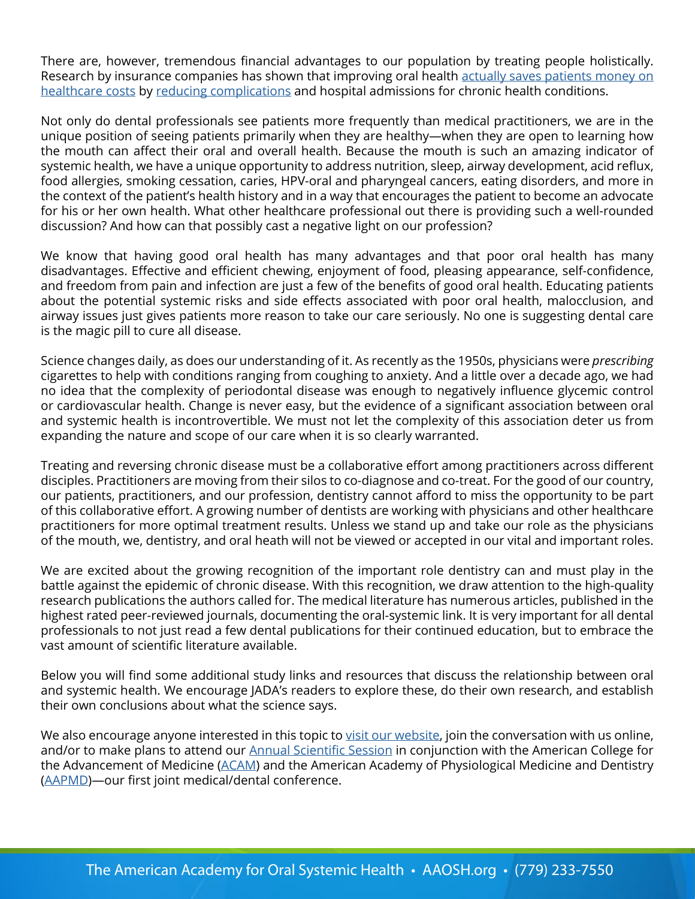There are, however, tremendous financial advantages to our population by treating people holistically. Research by insurance companies has shown that improving oral health actually saves patients money on healthcare costs by reducing complications and hospital admissions for chronic health conditions.

Not only do dental professionals see patients more frequently than medical practitioners, we are in the unique position of seeing patients primarily when they are healthy—when they are open to learning how the mouth can affect their oral and overall health. Because the mouth is such an amazing indicator of systemic health, we have a unique opportunity to address nutrition, sleep, airway development, acid reflux, food allergies, smoking cessation, caries, HPV-oral and pharyngeal cancers, eating disorders, and more in the context of the patient's health history and in a way that encourages the patient to become an advocate for his or her own health. What other healthcare professional out there is providing such a well-rounded discussion? And how can that possibly cast a negative light on our profession?

We know that having good oral health has many advantages and that poor oral health has many disadvantages. Effective and efficient chewing, enjoyment of food, pleasing appearance, self-confidence, and freedom from pain and infection are just a few of the benefits of good oral health. Educating patients about the potential systemic risks and side effects associated with poor oral health, malocclusion, and airway issues just gives patients more reason to take our care seriously. No one is suggesting dental care is the magic pill to cure all disease.

Science changes daily, as does our understanding of it. As recently as the 1950s, physicians were *prescribing* cigarettes to help with conditions ranging from coughing to anxiety. And a little over a decade ago, we had no idea that the complexity of periodontal disease was enough to negatively influence glycemic control or cardiovascular health. Change is never easy, but the evidence of a significant association between oral and systemic health is incontrovertible. We must not let the complexity of this association deter us from expanding the nature and scope of our care when it is so clearly warranted.

Treating and reversing chronic disease must be a collaborative effort among practitioners across different disciples. Practitioners are moving from their silos to co-diagnose and co-treat. For the good of our country, our patients, practitioners, and our profession, dentistry cannot afford to miss the opportunity to be part of this collaborative effort. A growing number of dentists are working with physicians and other healthcare practitioners for more optimal treatment results. Unless we stand up and take our role as the physicians of the mouth, we, dentistry, and oral heath will not be viewed or accepted in our vital and important roles.

We are excited about the growing recognition of the important role dentistry can and must play in the battle against the epidemic of chronic disease. With this recognition, we draw attention to the high-quality research publications the authors called for. The medical literature has numerous articles, published in the highest rated peer-reviewed journals, documenting the oral-systemic link. It is very important for all dental professionals to not just read a few dental publications for their continued education, but to embrace the vast amount of scientific literature available.

Below you will find some additional study links and resources that discuss the relationship between oral and systemic health. We encourage JADA's readers to explore these, do their own research, and establish their own conclusions about what the science says.

We also encourage anyone interested in this topic to visit our website, join the conversation with us online, and/or to make plans to attend our Annual Scientific Session in conjunction with the American College for the Advancement of Medicine (ACAM) and the American Academy of Physiological Medicine and Dentistry (AAPMD)—our first joint medical/dental conference.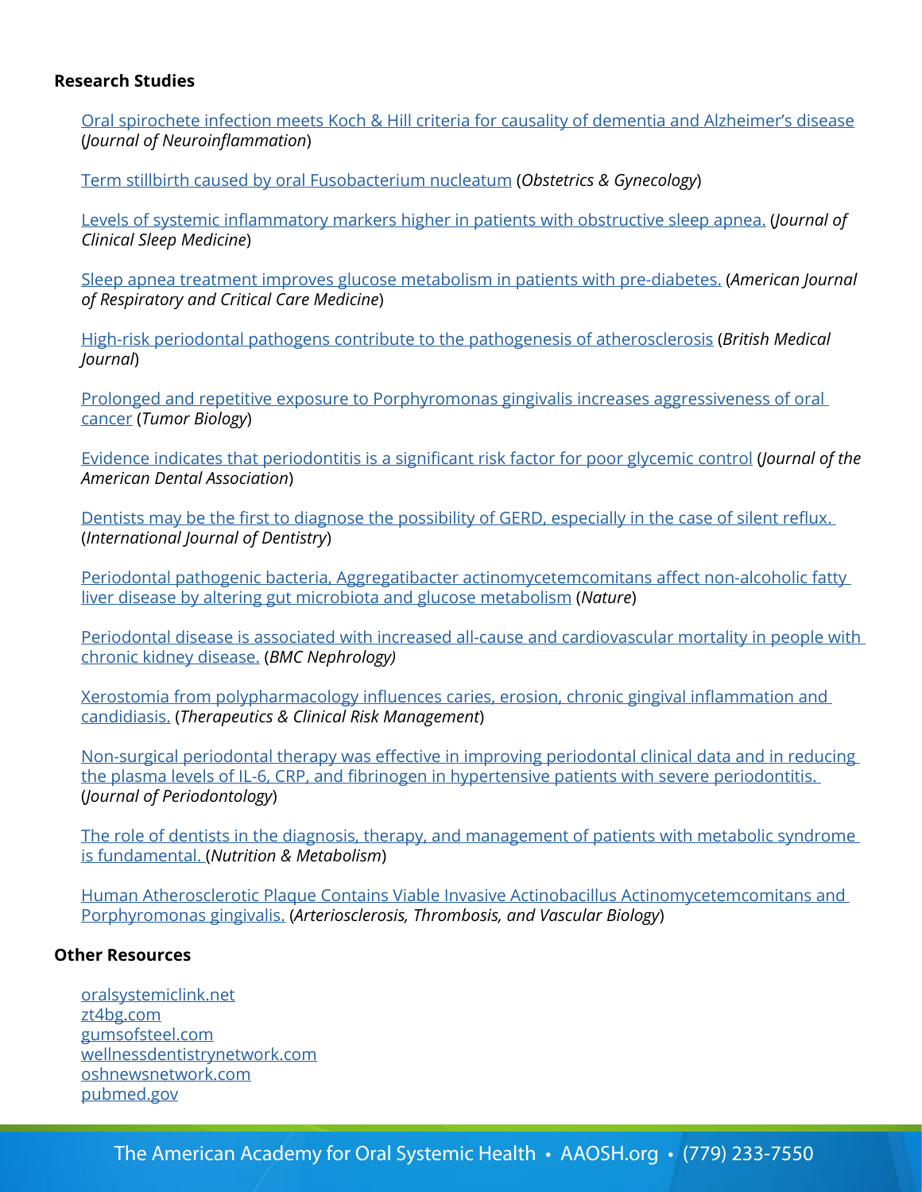**Research Studies**

Oral spirochete infection meets Koch & Hill criteria for causality of dementia and Alzheimer's disease (*Journal of Neuroinflammation*)

Term stillbirth caused by oral Fusobacterium nucleatum (*Obstetrics & Gynecology*)

Levels of systemic inflammatory markers higher in patients with obstructive sleep apnea. (*Journal of Clinical Sleep Medicine*)

Sleep apnea treatment improves glucose metabolism in patients with pre-diabetes. (*American Journal of Respiratory and Critical Care Medicine*)

High-risk periodontal pathogens contribute to the pathogenesis of atherosclerosis (*British Medical Journal*)

Prolonged and repetitive exposure to Porphyromonas gingivalis increases aggressiveness of oral cancer (*Tumor Biology*)

Evidence indicates that periodontitis is a significant risk factor for poor glycemic control (*Journal of the American Dental Association*)

Dentists may be the first to diagnose the possibility of GERD, especially in the case of silent reflux. (*International Journal of Dentistry*)

Periodontal pathogenic bacteria, Aggregatibacter actinomycetemcomitans affect non-alcoholic fatty liver disease by altering gut microbiota and glucose metabolism (*Nature*)

Periodontal disease is associated with increased all-cause and cardiovascular mortality in people with chronic kidney disease. (*BMC Nephrology)*

Xerostomia from polypharmacology influences caries, erosion, chronic gingival inflammation and candidiasis. (*Therapeutics & Clinical Risk Management*)

Non-surgical periodontal therapy was effective in improving periodontal clinical data and in reducing the plasma levels of IL-6, CRP, and fibrinogen in hypertensive patients with severe periodontitis. (*Journal of Periodontology*)

The role of dentists in the diagnosis, therapy, and management of patients with metabolic syndrome is fundamental. (*Nutrition & Metabolism*)

Human Atherosclerotic Plaque Contains Viable Invasive Actinobacillus Actinomycetemcomitans and Porphyromonas gingivalis. (*Arteriosclerosis, Thrombosis, and Vascular Biology*)

**Other Resources**

oralsystemiclink.net
zt4bg.com
gumsofsteel.com
wellnessdentistrynetwork.com
oshnewsnetwork.com
pubmed.gov

The American Academy for Oral Systemic Health • AAOSH.org • (779) 233-7550